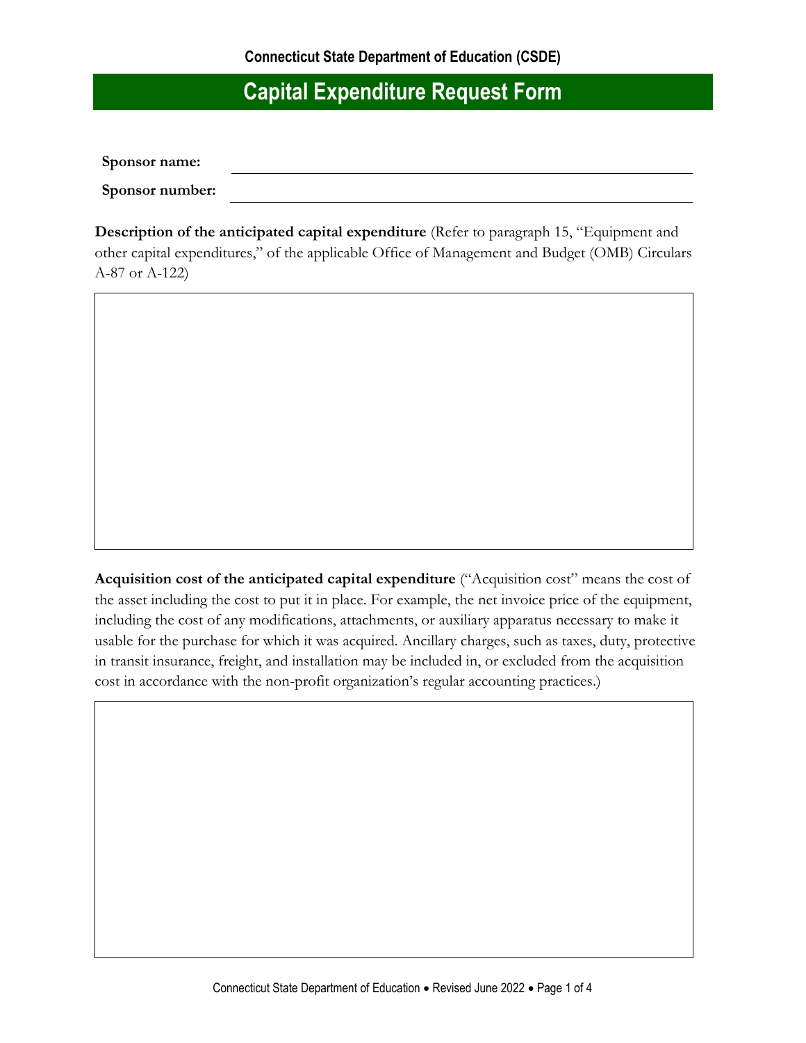Connecticut State Department of Education (CSDE)

# Capital Expenditure Request Form

**Sponsor name:** \_\_\_\_\_\_\_\_\_\_\_\_\_\_\_\_\_\_\_\_\_\_\_\_\_\_\_\_\_\_\_\_\_\_\_\_\_\_\_\_

**Sponsor number:** \_\_\_\_\_\_\_\_\_\_\_\_\_\_\_\_\_\_\_\_\_\_\_\_\_\_\_\_\_\_\_\_\_\_\_\_\_\_\_\_

**Description of the anticipated capital expenditure** (Refer to paragraph 15, "Equipment and other capital expenditures," of the applicable Office of Management and Budget (OMB) Circulars A-87 or A-122)

**Acquisition cost of the anticipated capital expenditure** ("Acquisition cost" means the cost of the asset including the cost to put it in place. For example, the net invoice price of the equipment, including the cost of any modifications, attachments, or auxiliary apparatus necessary to make it usable for the purchase for which it was acquired. Ancillary charges, such as taxes, duty, protective in transit insurance, freight, and installation may be included in, or excluded from the acquisition cost in accordance with the non-profit organization's regular accounting practices.)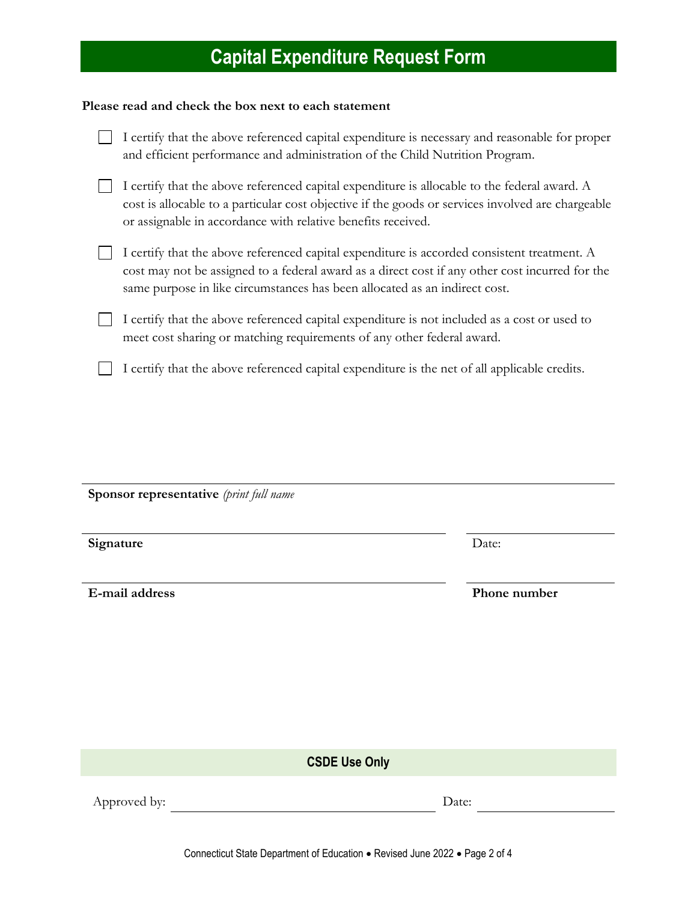# Capital Expenditure Request Form

**Please read and check the box next to each statement**

- ☐ I certify that the above referenced capital expenditure is necessary and reasonable for proper and efficient performance and administration of the Child Nutrition Program.
- ☐ I certify that the above referenced capital expenditure is allocable to the federal award. A cost is allocable to a particular cost objective if the goods or services involved are chargeable or assignable in accordance with relative benefits received.
- ☐ I certify that the above referenced capital expenditure is accorded consistent treatment. A cost may not be assigned to a federal award as a direct cost if any other cost incurred for the same purpose in like circumstances has been allocated as an indirect cost.
- ☐ I certify that the above referenced capital expenditure is not included as a cost or used to meet cost sharing or matching requirements of any other federal award.
- ☐ I certify that the above referenced capital expenditure is the net of all applicable credits.

______________________________________________

**Sponsor representative** *(print full name*

______________________________ ______________

**Signature** Date:

______________________________ ______________

**E-mail address** **Phone number**

## CSDE Use Only

Approved by: ______________________________ Date: ______________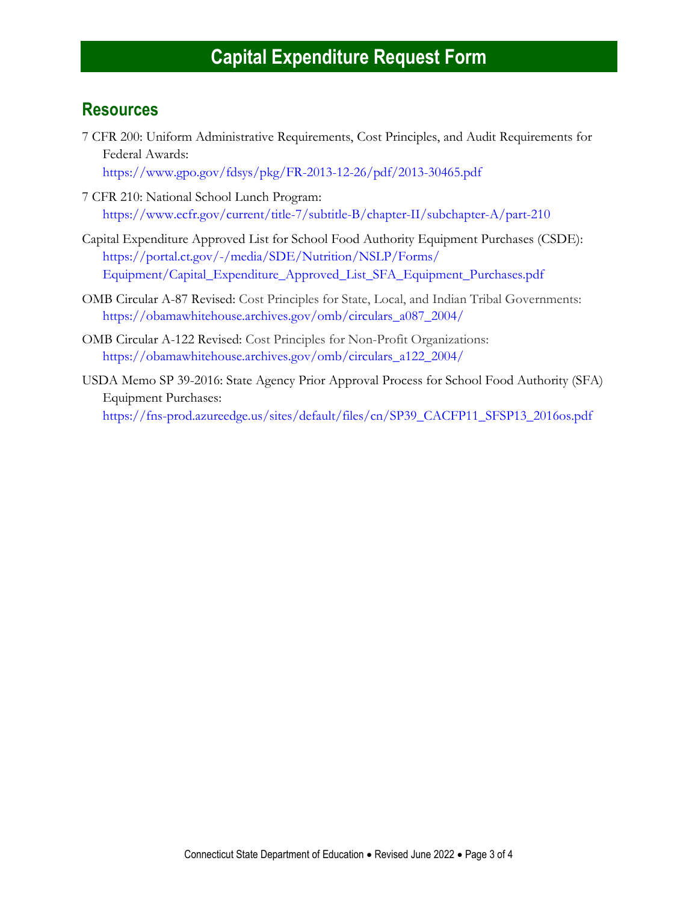# Capital Expenditure Request Form

## Resources

7 CFR 200: Uniform Administrative Requirements, Cost Principles, and Audit Requirements for Federal Awards:
https://www.gpo.gov/fdsys/pkg/FR-2013-12-26/pdf/2013-30465.pdf

7 CFR 210: National School Lunch Program:
https://www.ecfr.gov/current/title-7/subtitle-B/chapter-II/subchapter-A/part-210

Capital Expenditure Approved List for School Food Authority Equipment Purchases (CSDE):
https://portal.ct.gov/-/media/SDE/Nutrition/NSLP/Forms/Equipment/Capital_Expenditure_Approved_List_SFA_Equipment_Purchases.pdf

OMB Circular A-87 Revised: Cost Principles for State, Local, and Indian Tribal Governments:
https://obamawhitehouse.archives.gov/omb/circulars_a087_2004/

OMB Circular A-122 Revised: Cost Principles for Non-Profit Organizations:
https://obamawhitehouse.archives.gov/omb/circulars_a122_2004/

USDA Memo SP 39-2016: State Agency Prior Approval Process for School Food Authority (SFA) Equipment Purchases:
https://fns-prod.azureedge.us/sites/default/files/cn/SP39_CACFP11_SFSP13_2016os.pdf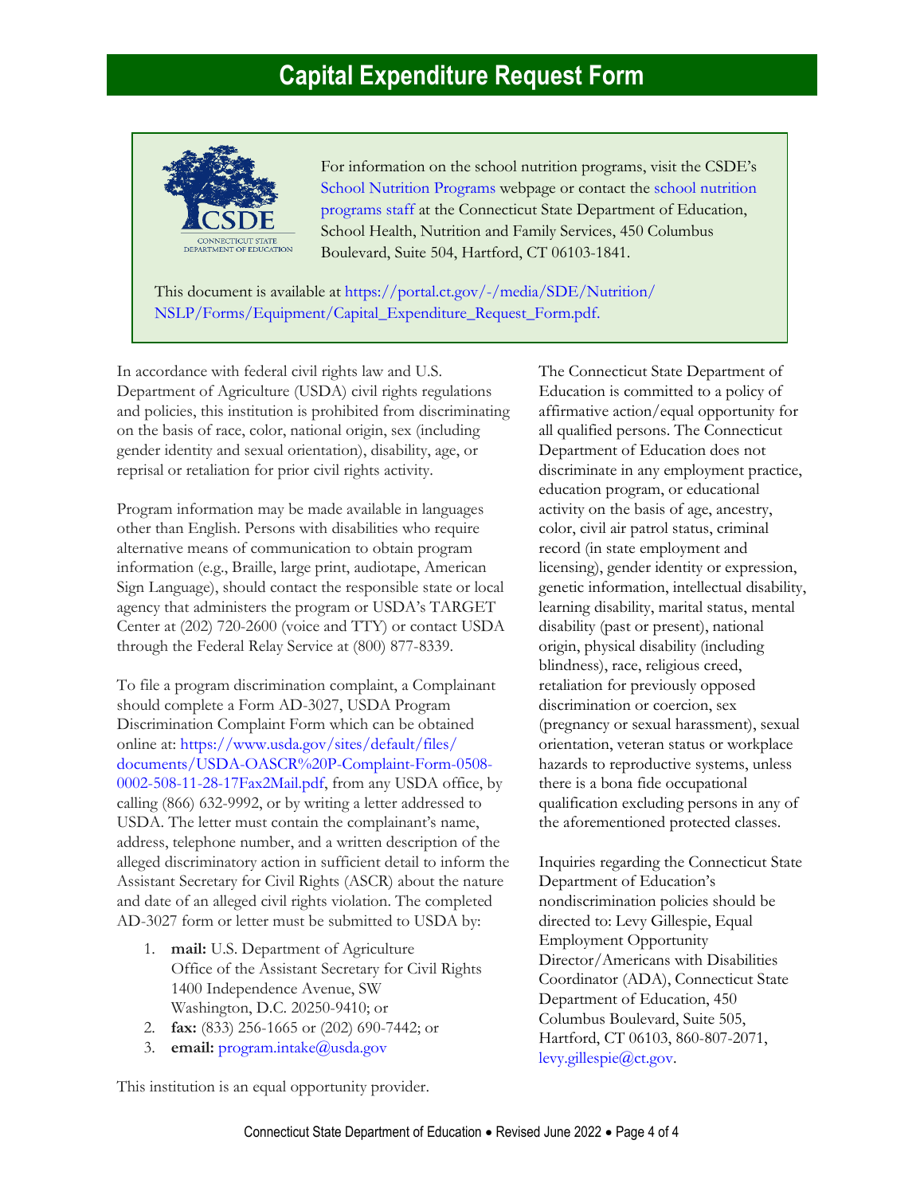# Capital Expenditure Request Form

For information on the school nutrition programs, visit the CSDE's School Nutrition Programs webpage or contact the school nutrition programs staff at the Connecticut State Department of Education, School Health, Nutrition and Family Services, 450 Columbus Boulevard, Suite 504, Hartford, CT 06103-1841.

This document is available at https://portal.ct.gov/-/media/SDE/Nutrition/NSLP/Forms/Equipment/Capital_Expenditure_Request_Form.pdf.

In accordance with federal civil rights law and U.S. Department of Agriculture (USDA) civil rights regulations and policies, this institution is prohibited from discriminating on the basis of race, color, national origin, sex (including gender identity and sexual orientation), disability, age, or reprisal or retaliation for prior civil rights activity.

Program information may be made available in languages other than English. Persons with disabilities who require alternative means of communication to obtain program information (e.g., Braille, large print, audiotape, American Sign Language), should contact the responsible state or local agency that administers the program or USDA's TARGET Center at (202) 720-2600 (voice and TTY) or contact USDA through the Federal Relay Service at (800) 877-8339.

To file a program discrimination complaint, a Complainant should complete a Form AD-3027, USDA Program Discrimination Complaint Form which can be obtained online at: https://www.usda.gov/sites/default/files/documents/USDA-OASCR%20P-Complaint-Form-0508-0002-508-11-28-17Fax2Mail.pdf, from any USDA office, by calling (866) 632-9992, or by writing a letter addressed to USDA. The letter must contain the complainant's name, address, telephone number, and a written description of the alleged discriminatory action in sufficient detail to inform the Assistant Secretary for Civil Rights (ASCR) about the nature and date of an alleged civil rights violation. The completed AD-3027 form or letter must be submitted to USDA by:

1. **mail:** U.S. Department of Agriculture
   Office of the Assistant Secretary for Civil Rights
   1400 Independence Avenue, SW
   Washington, D.C. 20250-9410; or
2. **fax:** (833) 256-1665 or (202) 690-7442; or
3. **email:** program.intake@usda.gov

This institution is an equal opportunity provider.

The Connecticut State Department of Education is committed to a policy of affirmative action/equal opportunity for all qualified persons. The Connecticut Department of Education does not discriminate in any employment practice, education program, or educational activity on the basis of age, ancestry, color, civil air patrol status, criminal record (in state employment and licensing), gender identity or expression, genetic information, intellectual disability, learning disability, marital status, mental disability (past or present), national origin, physical disability (including blindness), race, religious creed, retaliation for previously opposed discrimination or coercion, sex (pregnancy or sexual harassment), sexual orientation, veteran status or workplace hazards to reproductive systems, unless there is a bona fide occupational qualification excluding persons in any of the aforementioned protected classes.

Inquiries regarding the Connecticut State Department of Education's nondiscrimination policies should be directed to: Levy Gillespie, Equal Employment Opportunity Director/Americans with Disabilities Coordinator (ADA), Connecticut State Department of Education, 450 Columbus Boulevard, Suite 505, Hartford, CT 06103, 860-807-2071, levy.gillespie@ct.gov.